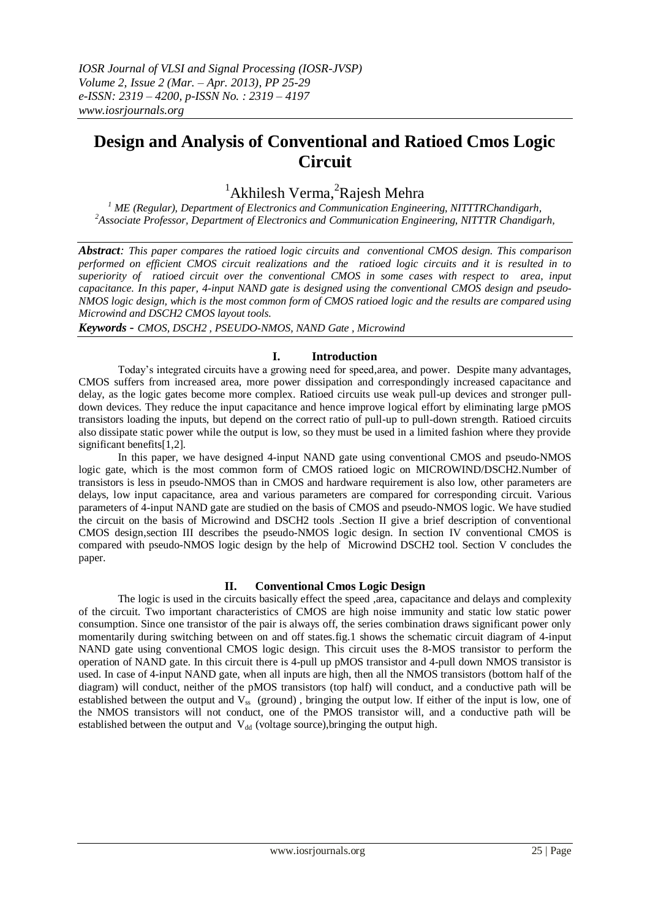# Design and Analysis of Conventional and Ratioed Cmos Logic Circuit

[1]Akhilesh Verma,[2]Rajesh Mehra

[1] ME (Regular), Department of Electronics and Communication Engineering, NITTTRChandigarh,
[2]Associate Professor, Department of Electronics and Communication Engineering, NITTTR Chandigarh,

***Abstract**: This paper compares the ratioed logic circuits and conventional CMOS design. This comparison performed on efficient CMOS circuit realizations and the ratioed logic circuits and it is resulted in to superiority of ratioed circuit over the conventional CMOS in some cases with respect to area, input capacitance. In this paper, 4-input NAND gate is designed using the conventional CMOS design and pseudo-NMOS logic design, which is the most common form of CMOS ratioed logic and the results are compared using Microwind and DSCH2 CMOS layout tools.*

***Keywords** - CMOS, DSCH2 , PSEUDO-NMOS, NAND Gate , Microwind*

## I. Introduction

Today's integrated circuits have a growing need for speed,area, and power. Despite many advantages, CMOS suffers from increased area, more power dissipation and correspondingly increased capacitance and delay, as the logic gates become more complex. Ratioed circuits use weak pull-up devices and stronger pull-down devices. They reduce the input capacitance and hence improve logical effort by eliminating large pMOS transistors loading the inputs, but depend on the correct ratio of pull-up to pull-down strength. Ratioed circuits also dissipate static power while the output is low, so they must be used in a limited fashion where they provide significant benefits[1,2].

In this paper, we have designed 4-input NAND gate using conventional CMOS and pseudo-NMOS logic gate, which is the most common form of CMOS ratioed logic on MICROWIND/DSCH2.Number of transistors is less in pseudo-NMOS than in CMOS and hardware requirement is also low, other parameters are delays, low input capacitance, area and various parameters are compared for corresponding circuit. Various parameters of 4-input NAND gate are studied on the basis of CMOS and pseudo-NMOS logic. We have studied the circuit on the basis of Microwind and DSCH2 tools .Section II give a brief description of conventional CMOS design,section III describes the pseudo-NMOS logic design. In section IV conventional CMOS is compared with pseudo-NMOS logic design by the help of Microwind DSCH2 tool. Section V concludes the paper.

## II. Conventional Cmos Logic Design

The logic is used in the circuits basically effect the speed ,area, capacitance and delays and complexity of the circuit. Two important characteristics of CMOS are high noise immunity and static low static power consumption. Since one transistor of the pair is always off, the series combination draws significant power only momentarily during switching between on and off states.fig.1 shows the schematic circuit diagram of 4-input NAND gate using conventional CMOS logic design. This circuit uses the 8-MOS transistor to perform the operation of NAND gate. In this circuit there is 4-pull up pMOS transistor and 4-pull down NMOS transistor is used. In case of 4-input NAND gate, when all inputs are high, then all the NMOS transistors (bottom half of the diagram) will conduct, neither of the pMOS transistors (top half) will conduct, and a conductive path will be established between the output and $V_{ss}$ (ground) , bringing the output low. If either of the input is low, one of the NMOS transistors will not conduct, one of the PMOS transistor will, and a conductive path will be established between the output and $V_{dd}$ (voltage source),bringing the output high.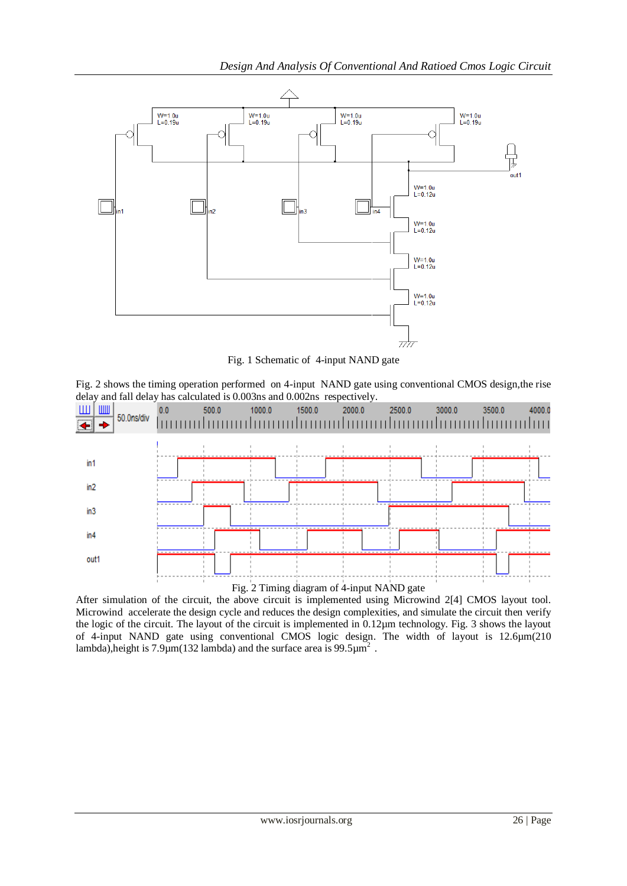W=1.0u
L=0.19u

W=1.0u
L=0.19u

W=1.0u
L=0.19u

W=1.0u
L=0.19u

out1

in1

in2

in3

in4

W=1.0u
L=0.12u

W=1.0u
L=0.12u

W=1.0u
L=0.12u

W=1.0u
L=0.12u

Fig. 1 Schematic of 4-input NAND gate

Fig. 2 shows the timing operation performed on 4-input NAND gate using conventional CMOS design,the rise delay and fall delay has calculated is 0.003ns and 0.002ns respectively.

50.0ns/div

0.0 500.0 1000.0 1500.0 2000.0 2500.0 3000.0 3500.0 4000.0

in1

in2

in3

in4

out1

Fig. 2 Timing diagram of 4-input NAND gate

After simulation of the circuit, the above circuit is implemented using Microwind 2[4] CMOS layout tool. Microwind accelerate the design cycle and reduces the design complexities, and simulate the circuit then verify the logic of the circuit. The layout of the circuit is implemented in 0.12µm technology. Fig. 3 shows the layout of 4-input NAND gate using conventional CMOS logic design. The width of layout is 12.6µm(210 lambda),height is 7.9µm(132 lambda) and the surface area is 99.5µm$^2$ .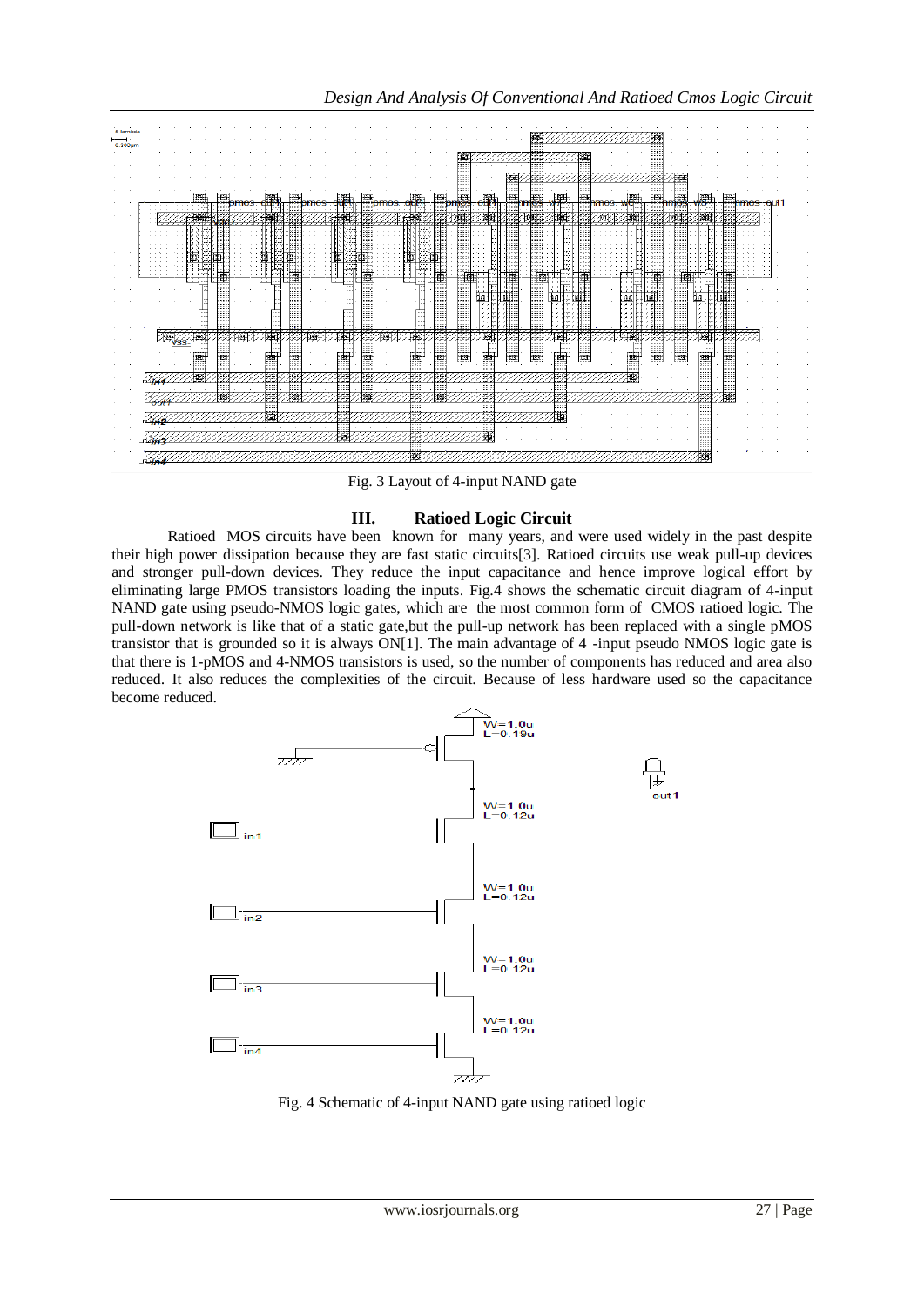Fig. 3 Layout of 4-input NAND gate

## III. Ratioed Logic Circuit

Ratioed MOS circuits have been known for many years, and were used widely in the past despite their high power dissipation because they are fast static circuits[3]. Ratioed circuits use weak pull-up devices and stronger pull-down devices. They reduce the input capacitance and hence improve logical effort by eliminating large PMOS transistors loading the inputs. Fig.4 shows the schematic circuit diagram of 4-input NAND gate using pseudo-NMOS logic gates, which are the most common form of CMOS ratioed logic. The pull-down network is like that of a static gate,but the pull-up network has been replaced with a single pMOS transistor that is grounded so it is always ON[1]. The main advantage of 4 -input pseudo NMOS logic gate is that there is 1-pMOS and 4-NMOS transistors is used, so the number of components has reduced and area also reduced. It also reduces the complexities of the circuit. Because of less hardware used so the capacitance become reduced.

Fig. 4 Schematic of 4-input NAND gate using ratioed logic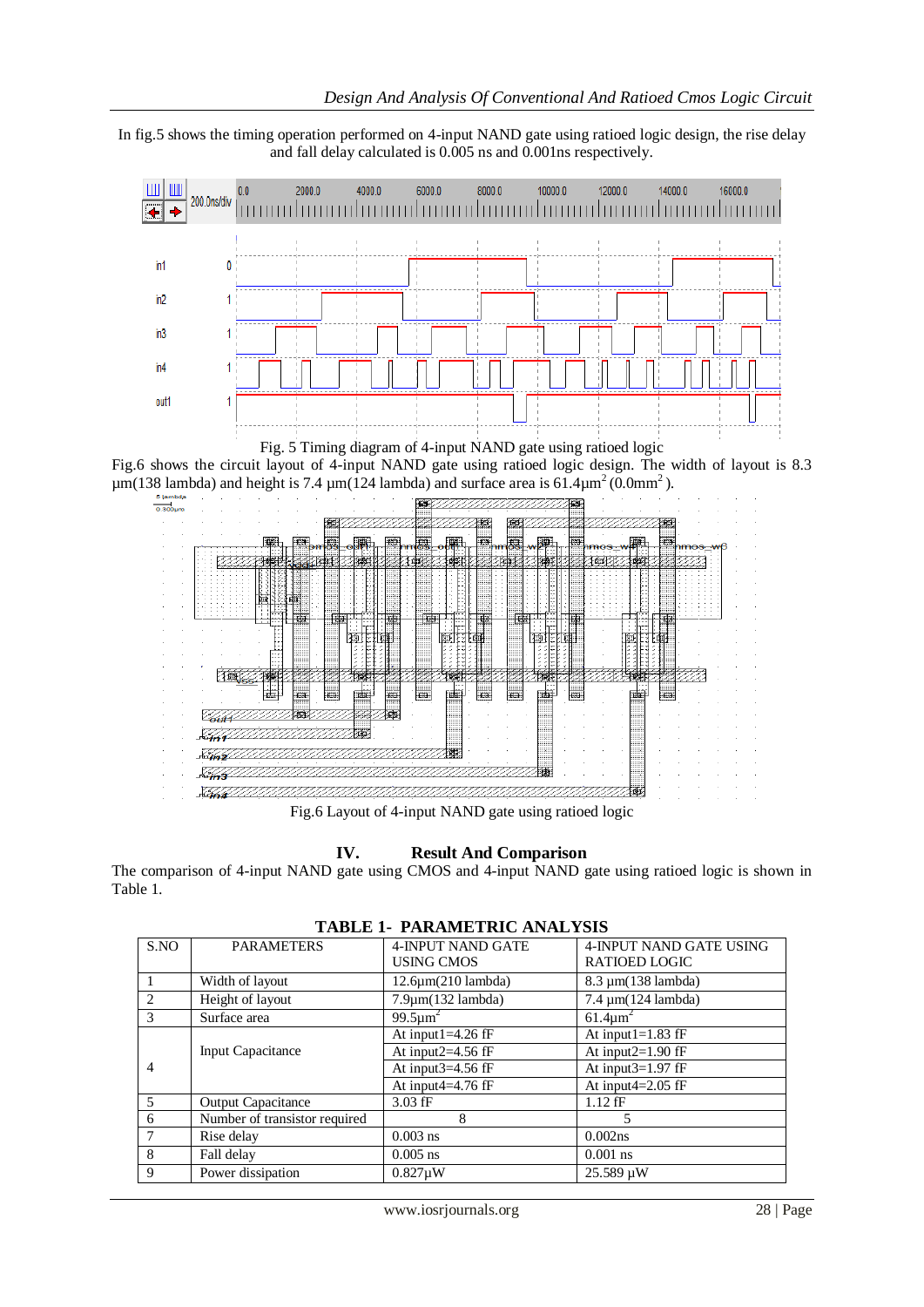In fig.5 shows the timing operation performed on 4-input NAND gate using ratioed logic design, the rise delay and fall delay calculated is 0.005 ns and 0.001ns respectively.

200.0ns/div
0.0 2000.0 4000.0 6000.0 8000.0 10000.0 12000.0 14000.0 16000.0
in1 0
in2 1
in3 1
in4 1
out1 1

Fig. 5 Timing diagram of 4-input NAND gate using ratioed logic

Fig.6 shows the circuit layout of 4-input NAND gate using ratioed logic design. The width of layout is 8.3 μm(138 lambda) and height is 7.4 μm(124 lambda) and surface area is 61.4μm$^2$ (0.0mm$^2$ ).

Fig.6 Layout of 4-input NAND gate using ratioed logic

## IV. Result And Comparison

The comparison of 4-input NAND gate using CMOS and 4-input NAND gate using ratioed logic is shown in Table 1.

**TABLE 1- PARAMETRIC ANALYSIS**

| S.NO | PARAMETERS | 4-INPUT NAND GATE USING CMOS | 4-INPUT NAND GATE USING RATIOED LOGIC |
|---|---|---|---|
| 1 | Width of layout | 12.6μm(210 lambda) | 8.3 μm(138 lambda) |
| 2 | Height of layout | 7.9μm(132 lambda) | 7.4 μm(124 lambda) |
| 3 | Surface area | 99.5μm$^2$ | 61.4μm$^2$ |
| 4 | Input Capacitance | At input1=4.26 fF | At input1=1.83 fF |
| | | At input2=4.56 fF | At input2=1.90 fF |
| | | At input3=4.56 fF | At input3=1.97 fF |
| | | At input4=4.76 fF | At input4=2.05 fF |
| 5 | Output Capacitance | 3.03 fF | 1.12 fF |
| 6 | Number of transistor required | 8 | 5 |
| 7 | Rise delay | 0.003 ns | 0.002ns |
| 8 | Fall delay | 0.005 ns | 0.001 ns |
| 9 | Power dissipation | 0.827μW | 25.589 μW |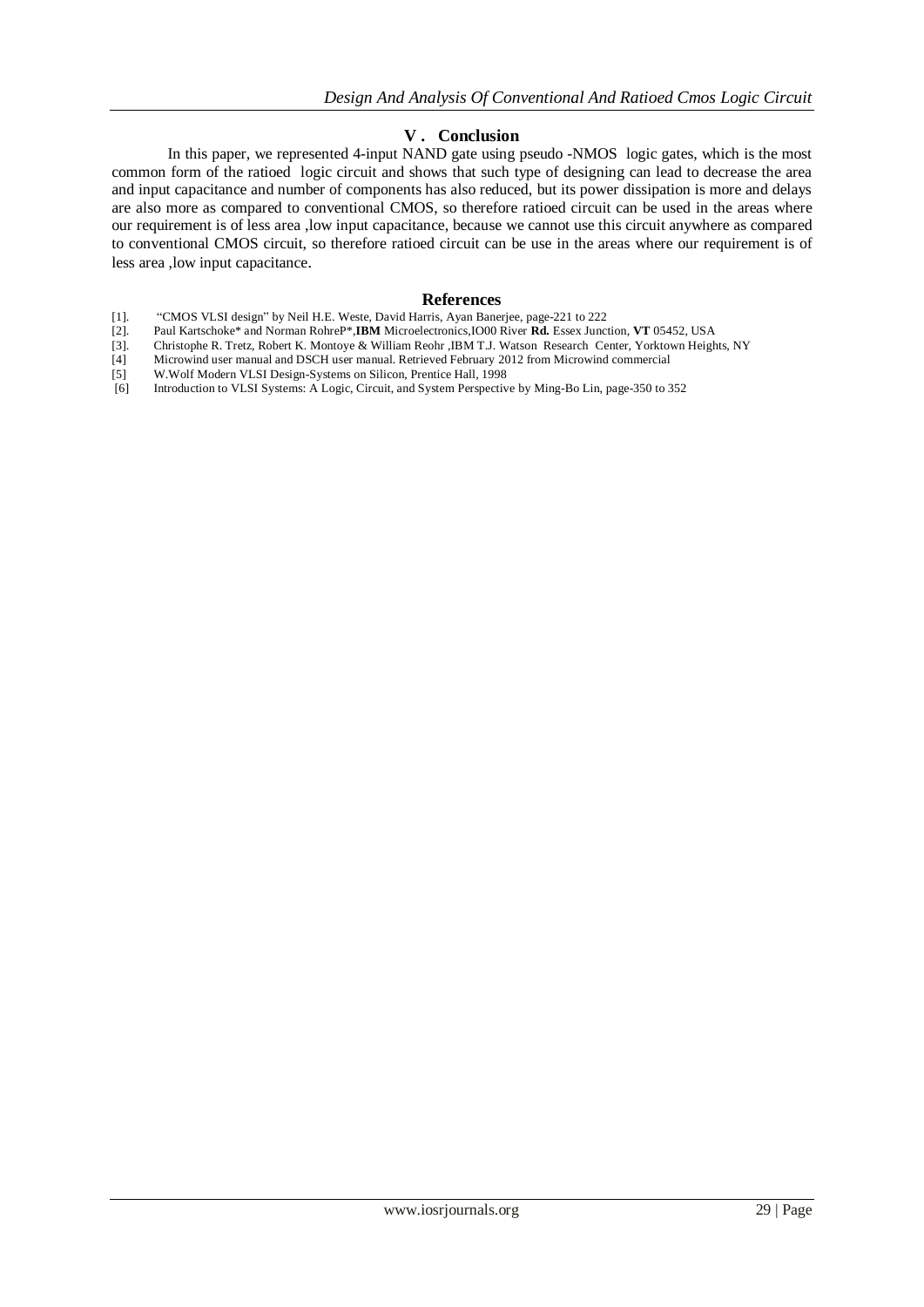## V . Conclusion

In this paper, we represented 4-input NAND gate using pseudo -NMOS logic gates, which is the most common form of the ratioed logic circuit and shows that such type of designing can lead to decrease the area and input capacitance and number of components has also reduced, but its power dissipation is more and delays are also more as compared to conventional CMOS, so therefore ratioed circuit can be used in the areas where our requirement is of less area ,low input capacitance, because we cannot use this circuit anywhere as compared to conventional CMOS circuit, so therefore ratioed circuit can be use in the areas where our requirement is of less area ,low input capacitance.

## References

[1]. "CMOS VLSI design" by Neil H.E. Weste, David Harris, Ayan Banerjee, page-221 to 222

[2]. Paul Kartschoke* and Norman RohreP*,**IBM** Microelectronics,IO00 River **Rd.** Essex Junction, **VT** 05452, USA

[3]. Christophe R. Tretz, Robert K. Montoye & William Reohr ,IBM T.J. Watson Research Center, Yorktown Heights, NY

[4] Microwind user manual and DSCH user manual. Retrieved February 2012 from Microwind commercial

[5] W.Wolf Modern VLSI Design-Systems on Silicon, Prentice Hall, 1998

[6] Introduction to VLSI Systems: A Logic, Circuit, and System Perspective by Ming-Bo Lin, page-350 to 352